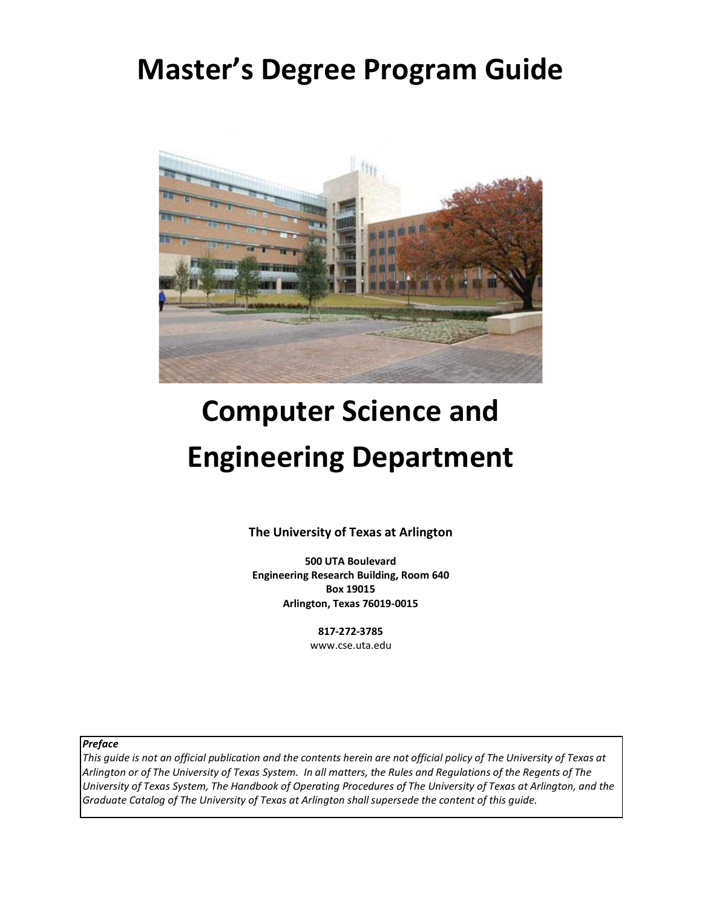# Master's Degree Program Guide

# Computer Science and Engineering Department

**The University of Texas at Arlington**

**500 UTA Boulevard**
**Engineering Research Building, Room 640**
**Box 19015**
**Arlington, Texas 76019-0015**

**817-272-3785**
www.cse.uta.edu

***Preface***
*This guide is not an official publication and the contents herein are not official policy of The University of Texas at Arlington or of The University of Texas System. In all matters, the Rules and Regulations of the Regents of The University of Texas System, The Handbook of Operating Procedures of The University of Texas at Arlington, and the Graduate Catalog of The University of Texas at Arlington shall supersede the content of this guide.*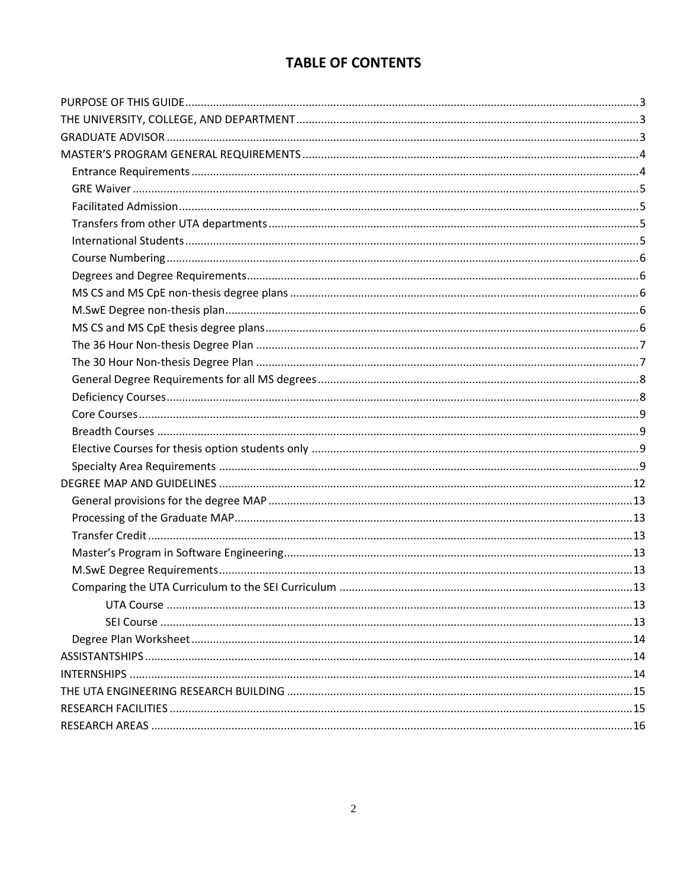# TABLE OF CONTENTS

- PURPOSE OF THIS GUIDE ........ 3
- THE UNIVERSITY, COLLEGE, AND DEPARTMENT ........ 3
- GRADUATE ADVISOR ........ 3
- MASTER'S PROGRAM GENERAL REQUIREMENTS ........ 4
  - Entrance Requirements ........ 4
  - GRE Waiver ........ 5
  - Facilitated Admission ........ 5
  - Transfers from other UTA departments ........ 5
  - International Students ........ 5
  - Course Numbering ........ 6
  - Degrees and Degree Requirements ........ 6
  - MS CS and MS CpE non-thesis degree plans ........ 6
  - M.SwE Degree non-thesis plan ........ 6
  - MS CS and MS CpE thesis degree plans ........ 6
  - The 36 Hour Non-thesis Degree Plan ........ 7
  - The 30 Hour Non-thesis Degree Plan ........ 7
  - General Degree Requirements for all MS degrees ........ 8
  - Deficiency Courses ........ 8
  - Core Courses ........ 9
  - Breadth Courses ........ 9
  - Elective Courses for thesis option students only ........ 9
  - Specialty Area Requirements ........ 9
- DEGREE MAP AND GUIDELINES ........ 12
  - General provisions for the degree MAP ........ 13
  - Processing of the Graduate MAP ........ 13
  - Transfer Credit ........ 13
  - Master's Program in Software Engineering ........ 13
  - M.SwE Degree Requirements ........ 13
  - Comparing the UTA Curriculum to the SEI Curriculum ........ 13
    - UTA Course ........ 13
    - SEI Course ........ 13
  - Degree Plan Worksheet ........ 14
- ASSISTANTSHIPS ........ 14
- INTERNSHIPS ........ 14
- THE UTA ENGINEERING RESEARCH BUILDING ........ 15
- RESEARCH FACILITIES ........ 15
- RESEARCH AREAS ........ 16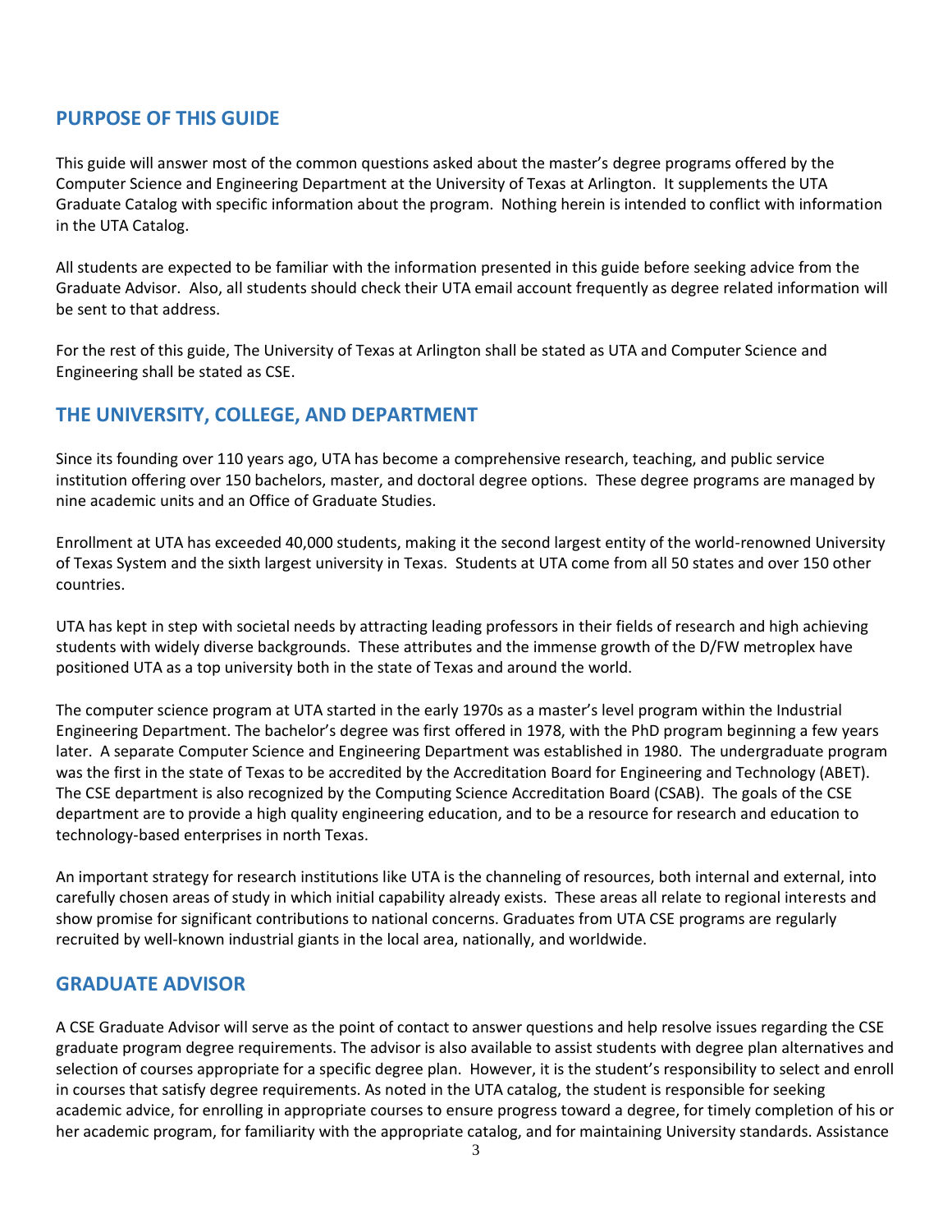## PURPOSE OF THIS GUIDE

This guide will answer most of the common questions asked about the master's degree programs offered by the Computer Science and Engineering Department at the University of Texas at Arlington. It supplements the UTA Graduate Catalog with specific information about the program. Nothing herein is intended to conflict with information in the UTA Catalog.

All students are expected to be familiar with the information presented in this guide before seeking advice from the Graduate Advisor. Also, all students should check their UTA email account frequently as degree related information will be sent to that address.

For the rest of this guide, The University of Texas at Arlington shall be stated as UTA and Computer Science and Engineering shall be stated as CSE.

## THE UNIVERSITY, COLLEGE, AND DEPARTMENT

Since its founding over 110 years ago, UTA has become a comprehensive research, teaching, and public service institution offering over 150 bachelors, master, and doctoral degree options. These degree programs are managed by nine academic units and an Office of Graduate Studies.

Enrollment at UTA has exceeded 40,000 students, making it the second largest entity of the world-renowned University of Texas System and the sixth largest university in Texas. Students at UTA come from all 50 states and over 150 other countries.

UTA has kept in step with societal needs by attracting leading professors in their fields of research and high achieving students with widely diverse backgrounds. These attributes and the immense growth of the D/FW metroplex have positioned UTA as a top university both in the state of Texas and around the world.

The computer science program at UTA started in the early 1970s as a master's level program within the Industrial Engineering Department. The bachelor's degree was first offered in 1978, with the PhD program beginning a few years later. A separate Computer Science and Engineering Department was established in 1980. The undergraduate program was the first in the state of Texas to be accredited by the Accreditation Board for Engineering and Technology (ABET). The CSE department is also recognized by the Computing Science Accreditation Board (CSAB). The goals of the CSE department are to provide a high quality engineering education, and to be a resource for research and education to technology-based enterprises in north Texas.

An important strategy for research institutions like UTA is the channeling of resources, both internal and external, into carefully chosen areas of study in which initial capability already exists. These areas all relate to regional interests and show promise for significant contributions to national concerns. Graduates from UTA CSE programs are regularly recruited by well-known industrial giants in the local area, nationally, and worldwide.

## GRADUATE ADVISOR

A CSE Graduate Advisor will serve as the point of contact to answer questions and help resolve issues regarding the CSE graduate program degree requirements. The advisor is also available to assist students with degree plan alternatives and selection of courses appropriate for a specific degree plan. However, it is the student's responsibility to select and enroll in courses that satisfy degree requirements. As noted in the UTA catalog, the student is responsible for seeking academic advice, for enrolling in appropriate courses to ensure progress toward a degree, for timely completion of his or her academic program, for familiarity with the appropriate catalog, and for maintaining University standards. Assistance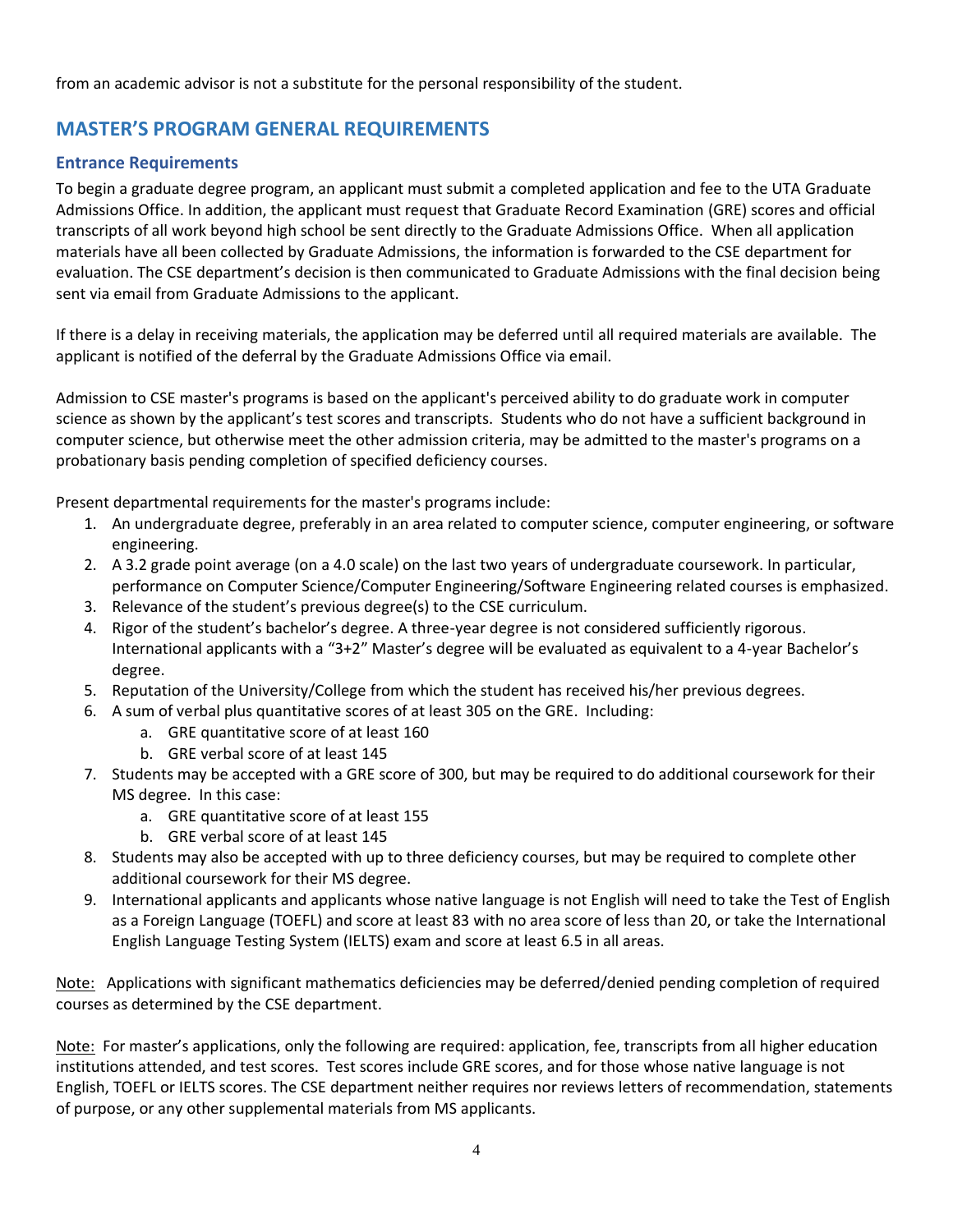from an academic advisor is not a substitute for the personal responsibility of the student.

## MASTER'S PROGRAM GENERAL REQUIREMENTS

### Entrance Requirements

To begin a graduate degree program, an applicant must submit a completed application and fee to the UTA Graduate Admissions Office. In addition, the applicant must request that Graduate Record Examination (GRE) scores and official transcripts of all work beyond high school be sent directly to the Graduate Admissions Office. When all application materials have all been collected by Graduate Admissions, the information is forwarded to the CSE department for evaluation. The CSE department's decision is then communicated to Graduate Admissions with the final decision being sent via email from Graduate Admissions to the applicant.

If there is a delay in receiving materials, the application may be deferred until all required materials are available. The applicant is notified of the deferral by the Graduate Admissions Office via email.

Admission to CSE master's programs is based on the applicant's perceived ability to do graduate work in computer science as shown by the applicant's test scores and transcripts. Students who do not have a sufficient background in computer science, but otherwise meet the other admission criteria, may be admitted to the master's programs on a probationary basis pending completion of specified deficiency courses.

Present departmental requirements for the master's programs include:

1. An undergraduate degree, preferably in an area related to computer science, computer engineering, or software engineering.
2. A 3.2 grade point average (on a 4.0 scale) on the last two years of undergraduate coursework. In particular, performance on Computer Science/Computer Engineering/Software Engineering related courses is emphasized.
3. Relevance of the student's previous degree(s) to the CSE curriculum.
4. Rigor of the student's bachelor's degree. A three-year degree is not considered sufficiently rigorous. International applicants with a "3+2" Master's degree will be evaluated as equivalent to a 4-year Bachelor's degree.
5. Reputation of the University/College from which the student has received his/her previous degrees.
6. A sum of verbal plus quantitative scores of at least 305 on the GRE. Including:
   a. GRE quantitative score of at least 160
   b. GRE verbal score of at least 145
7. Students may be accepted with a GRE score of 300, but may be required to do additional coursework for their MS degree. In this case:
   a. GRE quantitative score of at least 155
   b. GRE verbal score of at least 145
8. Students may also be accepted with up to three deficiency courses, but may be required to complete other additional coursework for their MS degree.
9. International applicants and applicants whose native language is not English will need to take the Test of English as a Foreign Language (TOEFL) and score at least 83 with no area score of less than 20, or take the International English Language Testing System (IELTS) exam and score at least 6.5 in all areas.

Note: Applications with significant mathematics deficiencies may be deferred/denied pending completion of required courses as determined by the CSE department.

Note: For master's applications, only the following are required: application, fee, transcripts from all higher education institutions attended, and test scores. Test scores include GRE scores, and for those whose native language is not English, TOEFL or IELTS scores. The CSE department neither requires nor reviews letters of recommendation, statements of purpose, or any other supplemental materials from MS applicants.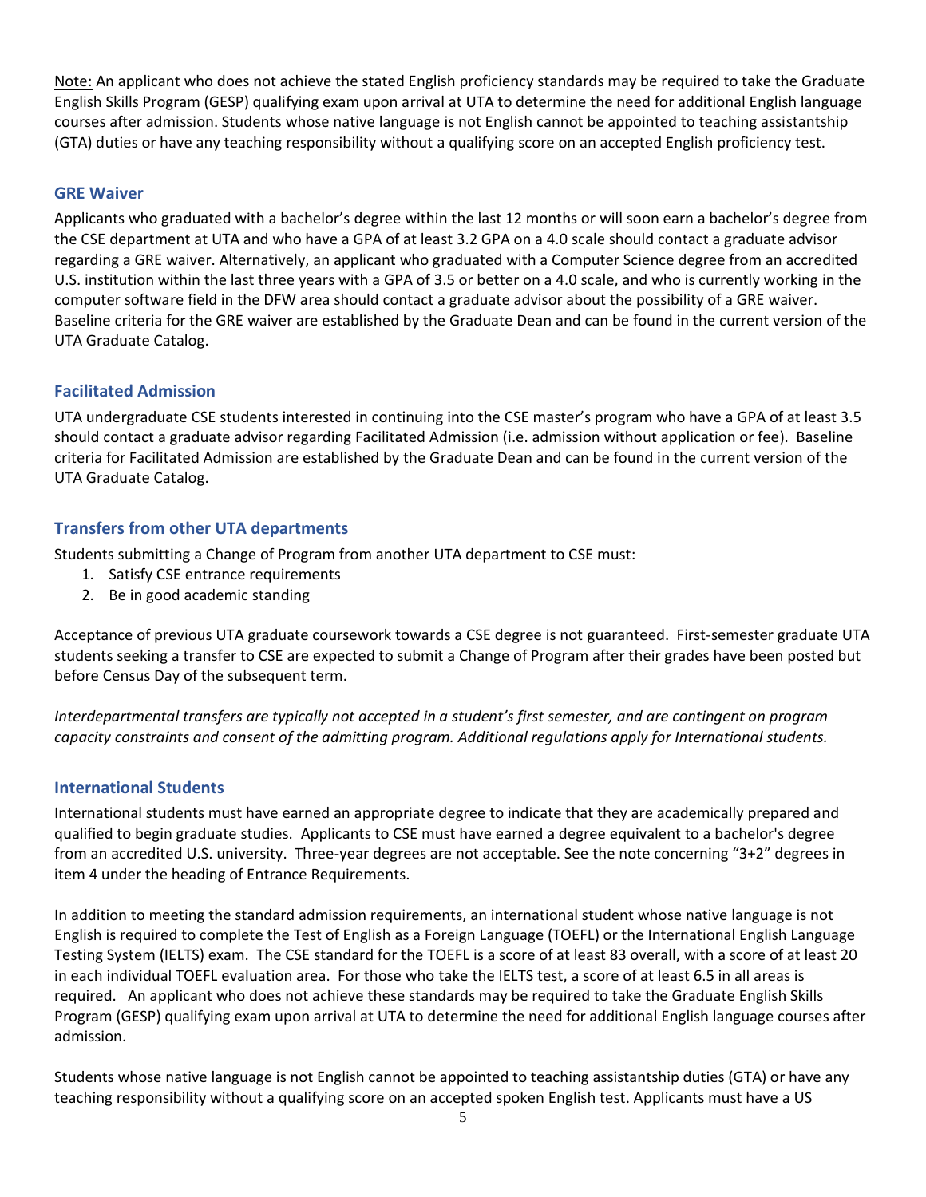<u>Note:</u> An applicant who does not achieve the stated English proficiency standards may be required to take the Graduate English Skills Program (GESP) qualifying exam upon arrival at UTA to determine the need for additional English language courses after admission. Students whose native language is not English cannot be appointed to teaching assistantship (GTA) duties or have any teaching responsibility without a qualifying score on an accepted English proficiency test.

### GRE Waiver

Applicants who graduated with a bachelor's degree within the last 12 months or will soon earn a bachelor's degree from the CSE department at UTA and who have a GPA of at least 3.2 GPA on a 4.0 scale should contact a graduate advisor regarding a GRE waiver. Alternatively, an applicant who graduated with a Computer Science degree from an accredited U.S. institution within the last three years with a GPA of 3.5 or better on a 4.0 scale, and who is currently working in the computer software field in the DFW area should contact a graduate advisor about the possibility of a GRE waiver. Baseline criteria for the GRE waiver are established by the Graduate Dean and can be found in the current version of the UTA Graduate Catalog.

### Facilitated Admission

UTA undergraduate CSE students interested in continuing into the CSE master's program who have a GPA of at least 3.5 should contact a graduate advisor regarding Facilitated Admission (i.e. admission without application or fee). Baseline criteria for Facilitated Admission are established by the Graduate Dean and can be found in the current version of the UTA Graduate Catalog.

### Transfers from other UTA departments

Students submitting a Change of Program from another UTA department to CSE must:

1. Satisfy CSE entrance requirements
2. Be in good academic standing

Acceptance of previous UTA graduate coursework towards a CSE degree is not guaranteed. First-semester graduate UTA students seeking a transfer to CSE are expected to submit a Change of Program after their grades have been posted but before Census Day of the subsequent term.

*Interdepartmental transfers are typically not accepted in a student's first semester, and are contingent on program capacity constraints and consent of the admitting program. Additional regulations apply for International students.*

### International Students

International students must have earned an appropriate degree to indicate that they are academically prepared and qualified to begin graduate studies. Applicants to CSE must have earned a degree equivalent to a bachelor's degree from an accredited U.S. university. Three-year degrees are not acceptable. See the note concerning "3+2" degrees in item 4 under the heading of Entrance Requirements.

In addition to meeting the standard admission requirements, an international student whose native language is not English is required to complete the Test of English as a Foreign Language (TOEFL) or the International English Language Testing System (IELTS) exam. The CSE standard for the TOEFL is a score of at least 83 overall, with a score of at least 20 in each individual TOEFL evaluation area. For those who take the IELTS test, a score of at least 6.5 in all areas is required. An applicant who does not achieve these standards may be required to take the Graduate English Skills Program (GESP) qualifying exam upon arrival at UTA to determine the need for additional English language courses after admission.

Students whose native language is not English cannot be appointed to teaching assistantship duties (GTA) or have any teaching responsibility without a qualifying score on an accepted spoken English test. Applicants must have a US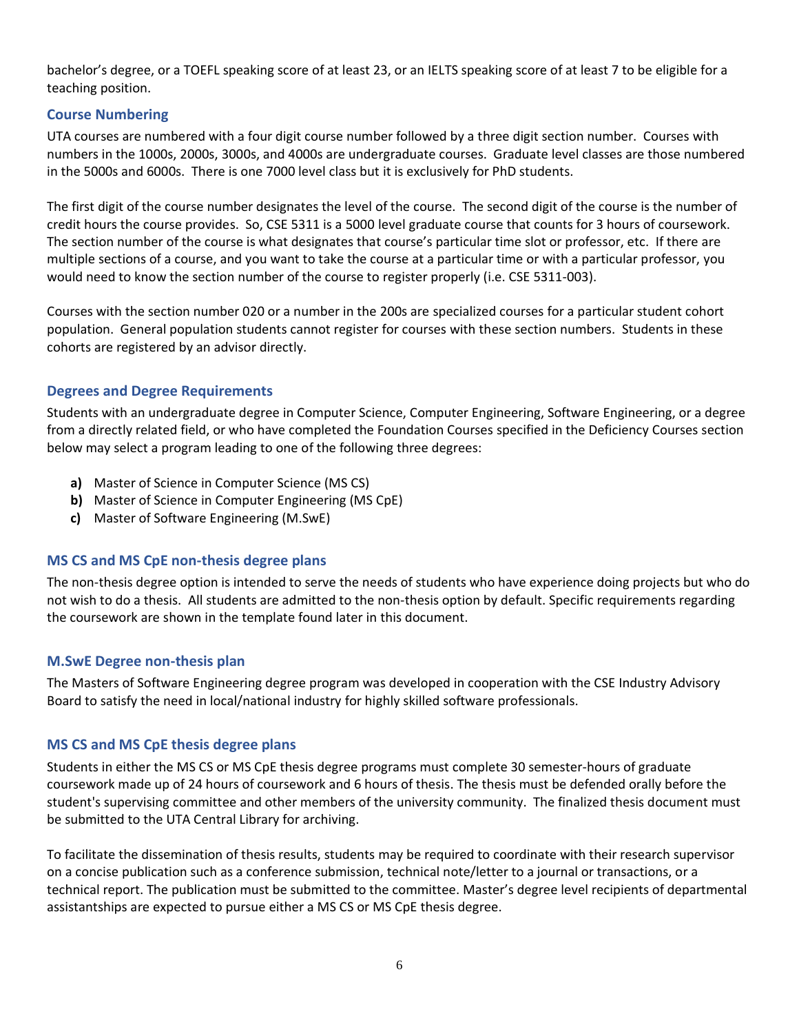bachelor's degree, or a TOEFL speaking score of at least 23, or an IELTS speaking score of at least 7 to be eligible for a teaching position.

### Course Numbering

UTA courses are numbered with a four digit course number followed by a three digit section number. Courses with numbers in the 1000s, 2000s, 3000s, and 4000s are undergraduate courses. Graduate level classes are those numbered in the 5000s and 6000s. There is one 7000 level class but it is exclusively for PhD students.

The first digit of the course number designates the level of the course. The second digit of the course is the number of credit hours the course provides. So, CSE 5311 is a 5000 level graduate course that counts for 3 hours of coursework. The section number of the course is what designates that course's particular time slot or professor, etc. If there are multiple sections of a course, and you want to take the course at a particular time or with a particular professor, you would need to know the section number of the course to register properly (i.e. CSE 5311-003).

Courses with the section number 020 or a number in the 200s are specialized courses for a particular student cohort population. General population students cannot register for courses with these section numbers. Students in these cohorts are registered by an advisor directly.

### Degrees and Degree Requirements

Students with an undergraduate degree in Computer Science, Computer Engineering, Software Engineering, or a degree from a directly related field, or who have completed the Foundation Courses specified in the Deficiency Courses section below may select a program leading to one of the following three degrees:

- **a)** Master of Science in Computer Science (MS CS)
- **b)** Master of Science in Computer Engineering (MS CpE)
- **c)** Master of Software Engineering (M.SwE)

### MS CS and MS CpE non-thesis degree plans

The non-thesis degree option is intended to serve the needs of students who have experience doing projects but who do not wish to do a thesis. All students are admitted to the non-thesis option by default. Specific requirements regarding the coursework are shown in the template found later in this document.

### M.SwE Degree non-thesis plan

The Masters of Software Engineering degree program was developed in cooperation with the CSE Industry Advisory Board to satisfy the need in local/national industry for highly skilled software professionals.

### MS CS and MS CpE thesis degree plans

Students in either the MS CS or MS CpE thesis degree programs must complete 30 semester-hours of graduate coursework made up of 24 hours of coursework and 6 hours of thesis. The thesis must be defended orally before the student's supervising committee and other members of the university community. The finalized thesis document must be submitted to the UTA Central Library for archiving.

To facilitate the dissemination of thesis results, students may be required to coordinate with their research supervisor on a concise publication such as a conference submission, technical note/letter to a journal or transactions, or a technical report. The publication must be submitted to the committee. Master's degree level recipients of departmental assistantships are expected to pursue either a MS CS or MS CpE thesis degree.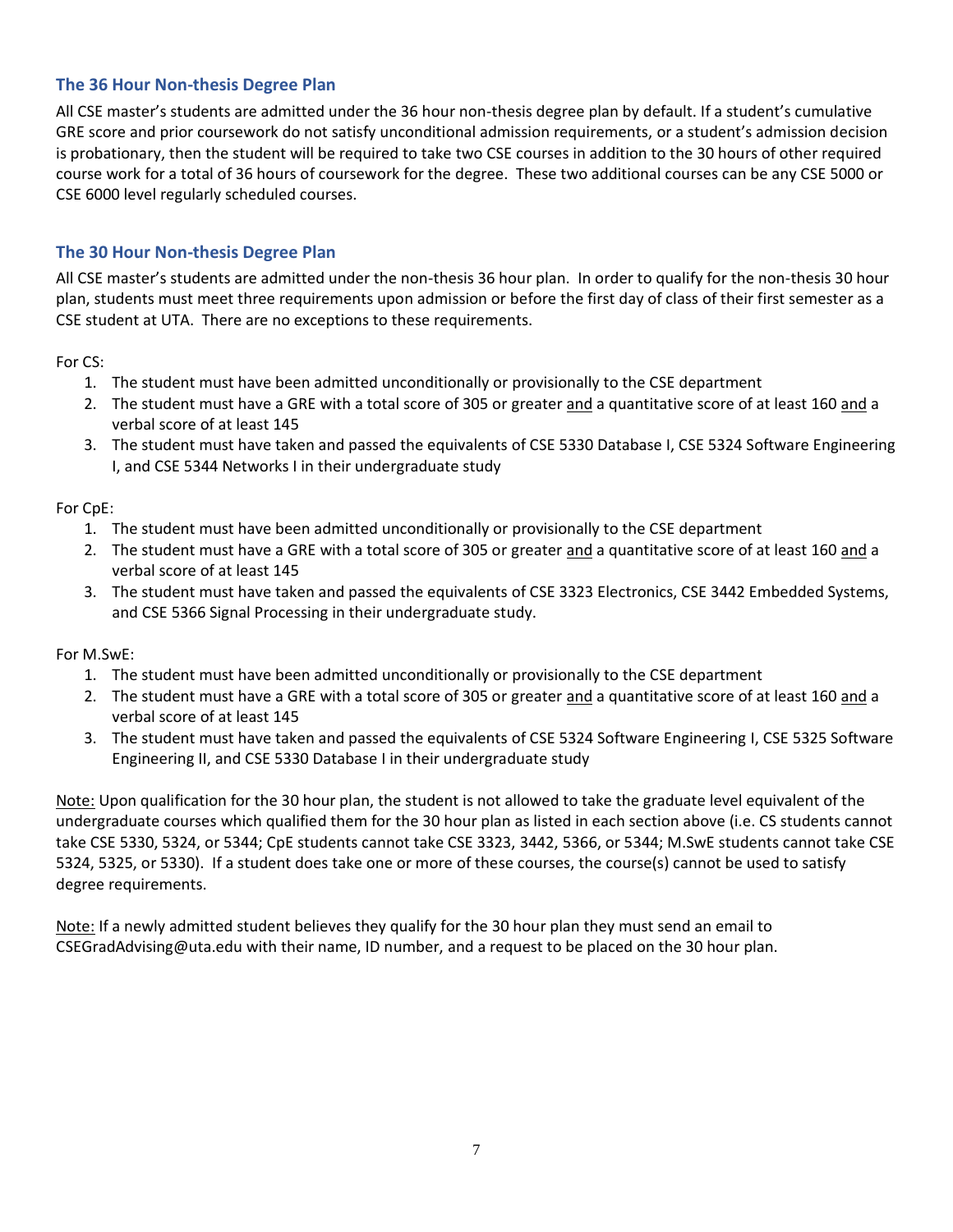### The 36 Hour Non-thesis Degree Plan

All CSE master's students are admitted under the 36 hour non-thesis degree plan by default. If a student's cumulative GRE score and prior coursework do not satisfy unconditional admission requirements, or a student's admission decision is probationary, then the student will be required to take two CSE courses in addition to the 30 hours of other required course work for a total of 36 hours of coursework for the degree. These two additional courses can be any CSE 5000 or CSE 6000 level regularly scheduled courses.

### The 30 Hour Non-thesis Degree Plan

All CSE master's students are admitted under the non-thesis 36 hour plan. In order to qualify for the non-thesis 30 hour plan, students must meet three requirements upon admission or before the first day of class of their first semester as a CSE student at UTA. There are no exceptions to these requirements.

For CS:

1. The student must have been admitted unconditionally or provisionally to the CSE department
2. The student must have a GRE with a total score of 305 or greater <u>and</u> a quantitative score of at least 160 <u>and</u> a verbal score of at least 145
3. The student must have taken and passed the equivalents of CSE 5330 Database I, CSE 5324 Software Engineering I, and CSE 5344 Networks I in their undergraduate study

For CpE:

1. The student must have been admitted unconditionally or provisionally to the CSE department
2. The student must have a GRE with a total score of 305 or greater <u>and</u> a quantitative score of at least 160 <u>and</u> a verbal score of at least 145
3. The student must have taken and passed the equivalents of CSE 3323 Electronics, CSE 3442 Embedded Systems, and CSE 5366 Signal Processing in their undergraduate study.

For M.SwE:

1. The student must have been admitted unconditionally or provisionally to the CSE department
2. The student must have a GRE with a total score of 305 or greater <u>and</u> a quantitative score of at least 160 <u>and</u> a verbal score of at least 145
3. The student must have taken and passed the equivalents of CSE 5324 Software Engineering I, CSE 5325 Software Engineering II, and CSE 5330 Database I in their undergraduate study

<u>Note:</u> Upon qualification for the 30 hour plan, the student is not allowed to take the graduate level equivalent of the undergraduate courses which qualified them for the 30 hour plan as listed in each section above (i.e. CS students cannot take CSE 5330, 5324, or 5344; CpE students cannot take CSE 3323, 3442, 5366, or 5344; M.SwE students cannot take CSE 5324, 5325, or 5330). If a student does take one or more of these courses, the course(s) cannot be used to satisfy degree requirements.

<u>Note:</u> If a newly admitted student believes they qualify for the 30 hour plan they must send an email to CSEGradAdvising@uta.edu with their name, ID number, and a request to be placed on the 30 hour plan.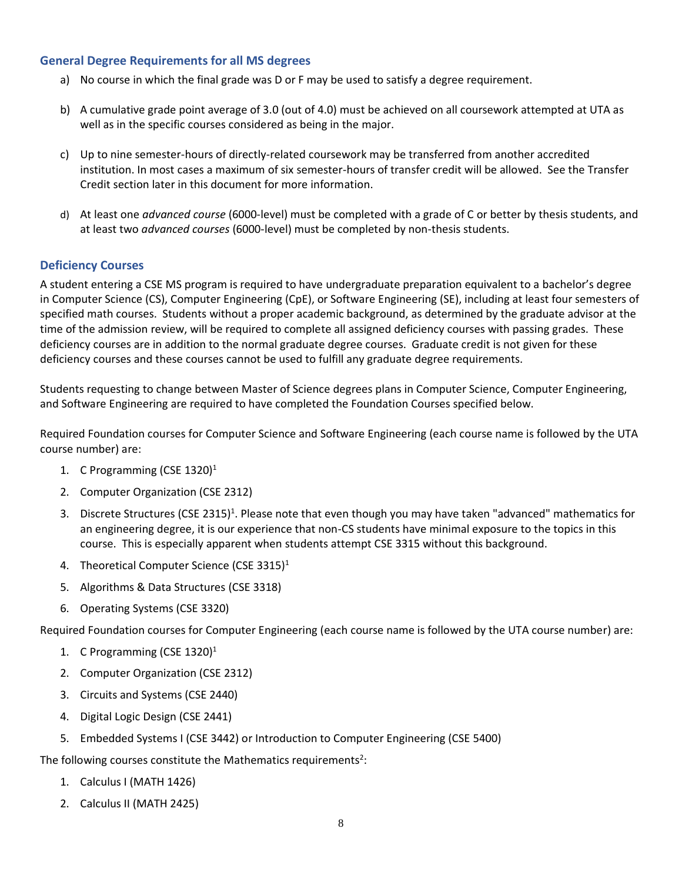## General Degree Requirements for all MS degrees

a) No course in which the final grade was D or F may be used to satisfy a degree requirement.

b) A cumulative grade point average of 3.0 (out of 4.0) must be achieved on all coursework attempted at UTA as well as in the specific courses considered as being in the major.

c) Up to nine semester-hours of directly-related coursework may be transferred from another accredited institution. In most cases a maximum of six semester-hours of transfer credit will be allowed. See the Transfer Credit section later in this document for more information.

d) At least one *advanced course* (6000-level) must be completed with a grade of C or better by thesis students, and at least two *advanced courses* (6000-level) must be completed by non-thesis students.

## Deficiency Courses

A student entering a CSE MS program is required to have undergraduate preparation equivalent to a bachelor's degree in Computer Science (CS), Computer Engineering (CpE), or Software Engineering (SE), including at least four semesters of specified math courses. Students without a proper academic background, as determined by the graduate advisor at the time of the admission review, will be required to complete all assigned deficiency courses with passing grades. These deficiency courses are in addition to the normal graduate degree courses. Graduate credit is not given for these deficiency courses and these courses cannot be used to fulfill any graduate degree requirements.

Students requesting to change between Master of Science degrees plans in Computer Science, Computer Engineering, and Software Engineering are required to have completed the Foundation Courses specified below.

Required Foundation courses for Computer Science and Software Engineering (each course name is followed by the UTA course number) are:

1. C Programming (CSE 1320)[1]
2. Computer Organization (CSE 2312)
3. Discrete Structures (CSE 2315)[1]. Please note that even though you may have taken "advanced" mathematics for an engineering degree, it is our experience that non-CS students have minimal exposure to the topics in this course. This is especially apparent when students attempt CSE 3315 without this background.
4. Theoretical Computer Science (CSE 3315)[1]
5. Algorithms & Data Structures (CSE 3318)
6. Operating Systems (CSE 3320)

Required Foundation courses for Computer Engineering (each course name is followed by the UTA course number) are:

1. C Programming (CSE 1320)[1]
2. Computer Organization (CSE 2312)
3. Circuits and Systems (CSE 2440)
4. Digital Logic Design (CSE 2441)
5. Embedded Systems I (CSE 3442) or Introduction to Computer Engineering (CSE 5400)

The following courses constitute the Mathematics requirements[2]:

1. Calculus I (MATH 1426)
2. Calculus II (MATH 2425)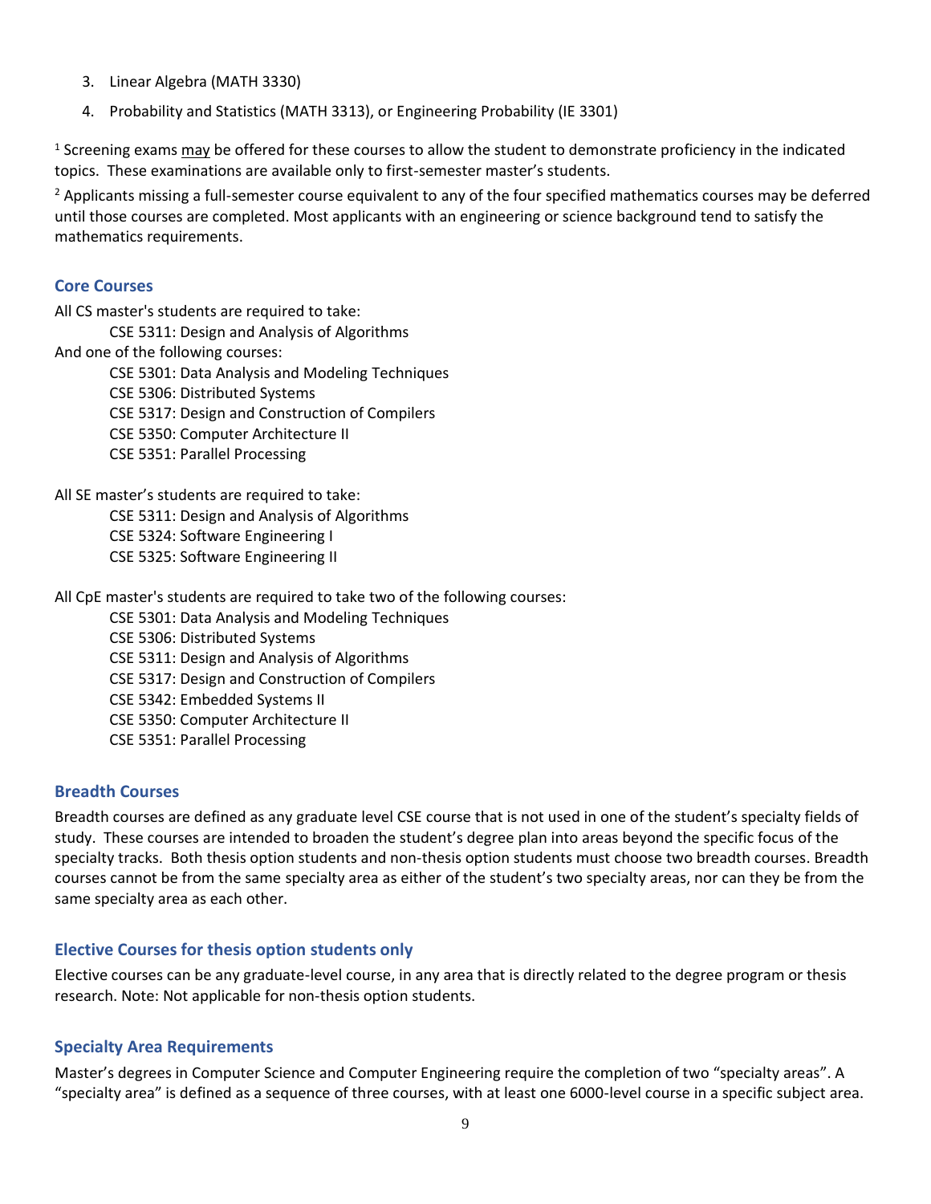3. Linear Algebra (MATH 3330)
4. Probability and Statistics (MATH 3313), or Engineering Probability (IE 3301)

[1] Screening exams may be offered for these courses to allow the student to demonstrate proficiency in the indicated topics. These examinations are available only to first-semester master's students.

[2] Applicants missing a full-semester course equivalent to any of the four specified mathematics courses may be deferred until those courses are completed. Most applicants with an engineering or science background tend to satisfy the mathematics requirements.

### Core Courses

All CS master's students are required to take:

- CSE 5311: Design and Analysis of Algorithms

And one of the following courses:

- CSE 5301: Data Analysis and Modeling Techniques
- CSE 5306: Distributed Systems
- CSE 5317: Design and Construction of Compilers
- CSE 5350: Computer Architecture II
- CSE 5351: Parallel Processing

All SE master's students are required to take:

- CSE 5311: Design and Analysis of Algorithms
- CSE 5324: Software Engineering I
- CSE 5325: Software Engineering II

All CpE master's students are required to take two of the following courses:

- CSE 5301: Data Analysis and Modeling Techniques
- CSE 5306: Distributed Systems
- CSE 5311: Design and Analysis of Algorithms
- CSE 5317: Design and Construction of Compilers
- CSE 5342: Embedded Systems II
- CSE 5350: Computer Architecture II
- CSE 5351: Parallel Processing

### Breadth Courses

Breadth courses are defined as any graduate level CSE course that is not used in one of the student's specialty fields of study. These courses are intended to broaden the student's degree plan into areas beyond the specific focus of the specialty tracks. Both thesis option students and non-thesis option students must choose two breadth courses. Breadth courses cannot be from the same specialty area as either of the student's two specialty areas, nor can they be from the same specialty area as each other.

### Elective Courses for thesis option students only

Elective courses can be any graduate-level course, in any area that is directly related to the degree program or thesis research. Note: Not applicable for non-thesis option students.

### Specialty Area Requirements

Master's degrees in Computer Science and Computer Engineering require the completion of two "specialty areas". A "specialty area" is defined as a sequence of three courses, with at least one 6000-level course in a specific subject area.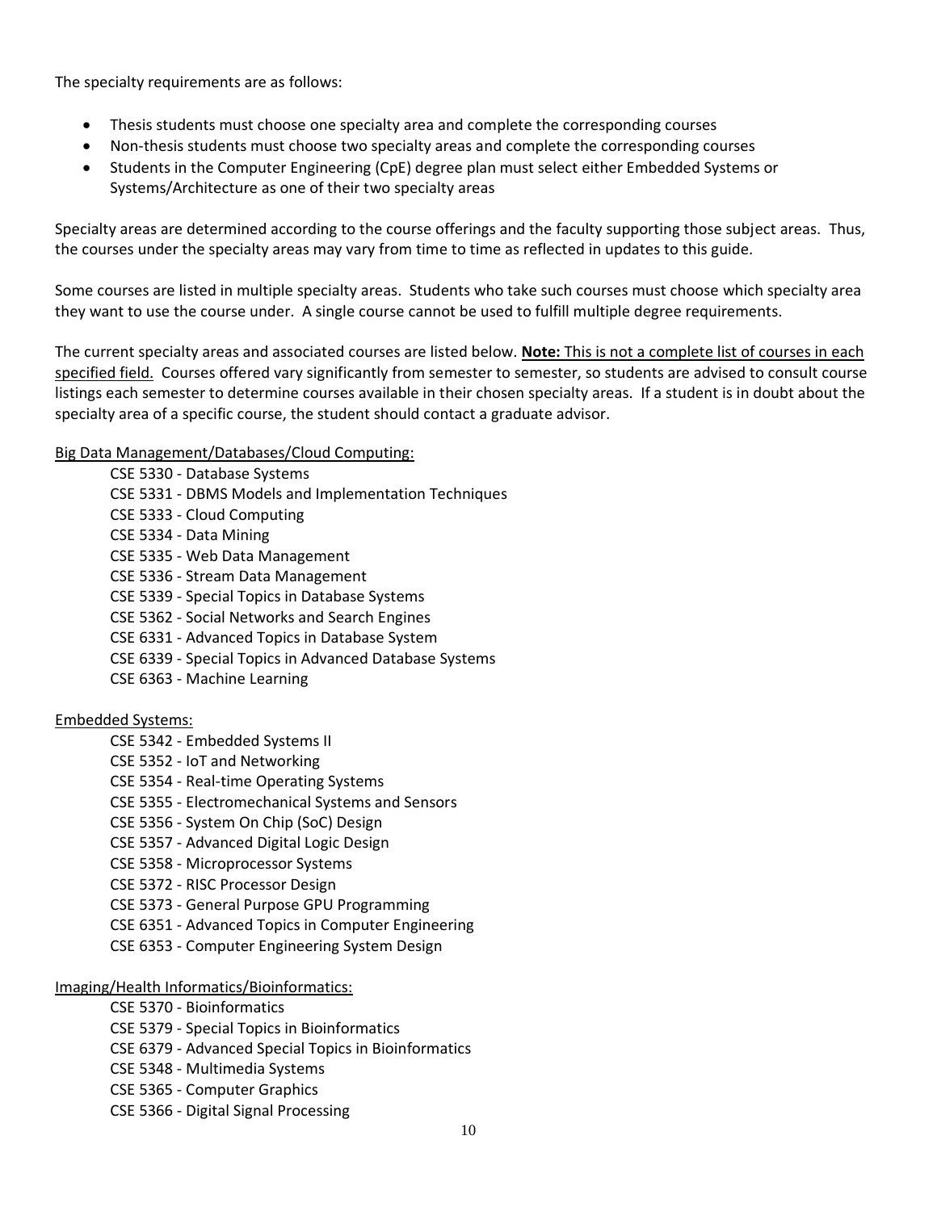The specialty requirements are as follows:

- Thesis students must choose one specialty area and complete the corresponding courses
- Non-thesis students must choose two specialty areas and complete the corresponding courses
- Students in the Computer Engineering (CpE) degree plan must select either Embedded Systems or Systems/Architecture as one of their two specialty areas

Specialty areas are determined according to the course offerings and the faculty supporting those subject areas. Thus, the courses under the specialty areas may vary from time to time as reflected in updates to this guide.

Some courses are listed in multiple specialty areas. Students who take such courses must choose which specialty area they want to use the course under. A single course cannot be used to fulfill multiple degree requirements.

The current specialty areas and associated courses are listed below. **Note:** <u>This is not a complete list of courses in each specified field.</u> Courses offered vary significantly from semester to semester, so students are advised to consult course listings each semester to determine courses available in their chosen specialty areas. If a student is in doubt about the specialty area of a specific course, the student should contact a graduate advisor.

<u>Big Data Management/Databases/Cloud Computing:</u>

CSE 5330 - Database Systems
CSE 5331 - DBMS Models and Implementation Techniques
CSE 5333 - Cloud Computing
CSE 5334 - Data Mining
CSE 5335 - Web Data Management
CSE 5336 - Stream Data Management
CSE 5339 - Special Topics in Database Systems
CSE 5362 - Social Networks and Search Engines
CSE 6331 - Advanced Topics in Database System
CSE 6339 - Special Topics in Advanced Database Systems
CSE 6363 - Machine Learning

<u>Embedded Systems:</u>

CSE 5342 - Embedded Systems II
CSE 5352 - IoT and Networking
CSE 5354 - Real-time Operating Systems
CSE 5355 - Electromechanical Systems and Sensors
CSE 5356 - System On Chip (SoC) Design
CSE 5357 - Advanced Digital Logic Design
CSE 5358 - Microprocessor Systems
CSE 5372 - RISC Processor Design
CSE 5373 - General Purpose GPU Programming
CSE 6351 - Advanced Topics in Computer Engineering
CSE 6353 - Computer Engineering System Design

<u>Imaging/Health Informatics/Bioinformatics:</u>

CSE 5370 - Bioinformatics
CSE 5379 - Special Topics in Bioinformatics
CSE 6379 - Advanced Special Topics in Bioinformatics
CSE 5348 - Multimedia Systems
CSE 5365 - Computer Graphics
CSE 5366 - Digital Signal Processing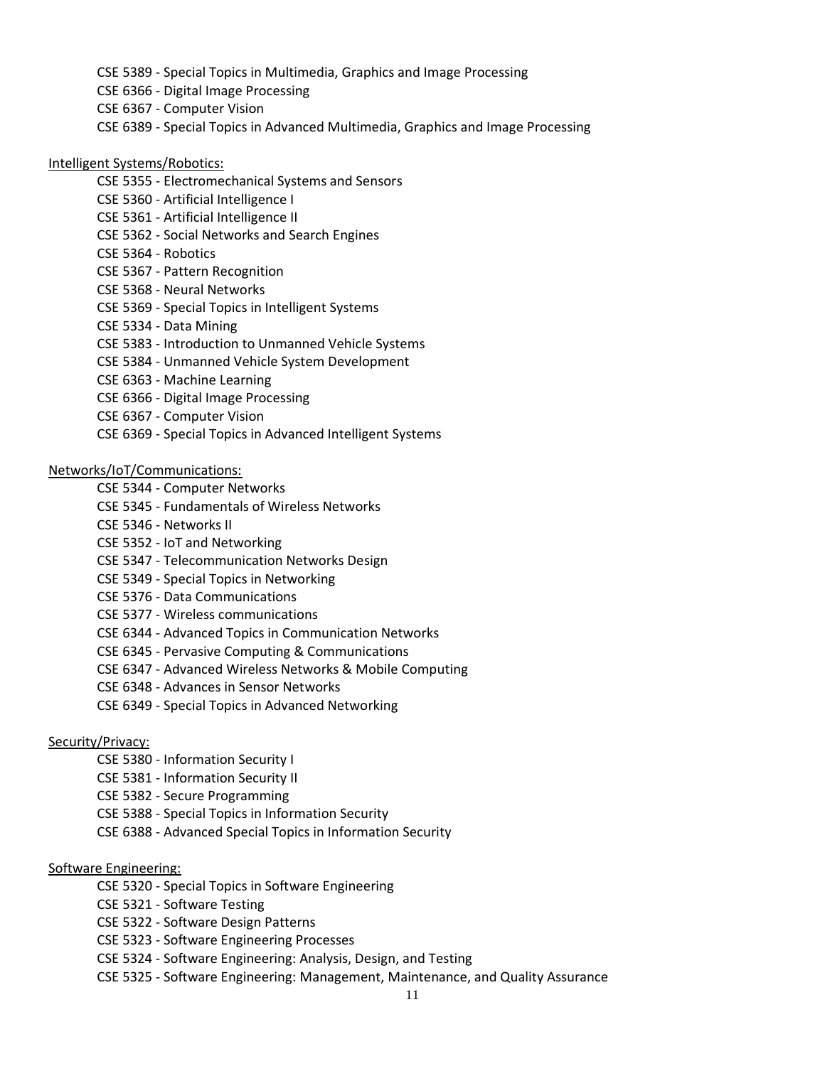- CSE 5389 - Special Topics in Multimedia, Graphics and Image Processing
- CSE 6366 - Digital Image Processing
- CSE 6367 - Computer Vision
- CSE 6389 - Special Topics in Advanced Multimedia, Graphics and Image Processing

Intelligent Systems/Robotics:

- CSE 5355 - Electromechanical Systems and Sensors
- CSE 5360 - Artificial Intelligence I
- CSE 5361 - Artificial Intelligence II
- CSE 5362 - Social Networks and Search Engines
- CSE 5364 - Robotics
- CSE 5367 - Pattern Recognition
- CSE 5368 - Neural Networks
- CSE 5369 - Special Topics in Intelligent Systems
- CSE 5334 - Data Mining
- CSE 5383 - Introduction to Unmanned Vehicle Systems
- CSE 5384 - Unmanned Vehicle System Development
- CSE 6363 - Machine Learning
- CSE 6366 - Digital Image Processing
- CSE 6367 - Computer Vision
- CSE 6369 - Special Topics in Advanced Intelligent Systems

Networks/IoT/Communications:

- CSE 5344 - Computer Networks
- CSE 5345 - Fundamentals of Wireless Networks
- CSE 5346 - Networks II
- CSE 5352 - IoT and Networking
- CSE 5347 - Telecommunication Networks Design
- CSE 5349 - Special Topics in Networking
- CSE 5376 - Data Communications
- CSE 5377 - Wireless communications
- CSE 6344 - Advanced Topics in Communication Networks
- CSE 6345 - Pervasive Computing & Communications
- CSE 6347 - Advanced Wireless Networks & Mobile Computing
- CSE 6348 - Advances in Sensor Networks
- CSE 6349 - Special Topics in Advanced Networking

Security/Privacy:

- CSE 5380 - Information Security I
- CSE 5381 - Information Security II
- CSE 5382 - Secure Programming
- CSE 5388 - Special Topics in Information Security
- CSE 6388 - Advanced Special Topics in Information Security

Software Engineering:

- CSE 5320 - Special Topics in Software Engineering
- CSE 5321 - Software Testing
- CSE 5322 - Software Design Patterns
- CSE 5323 - Software Engineering Processes
- CSE 5324 - Software Engineering: Analysis, Design, and Testing
- CSE 5325 - Software Engineering: Management, Maintenance, and Quality Assurance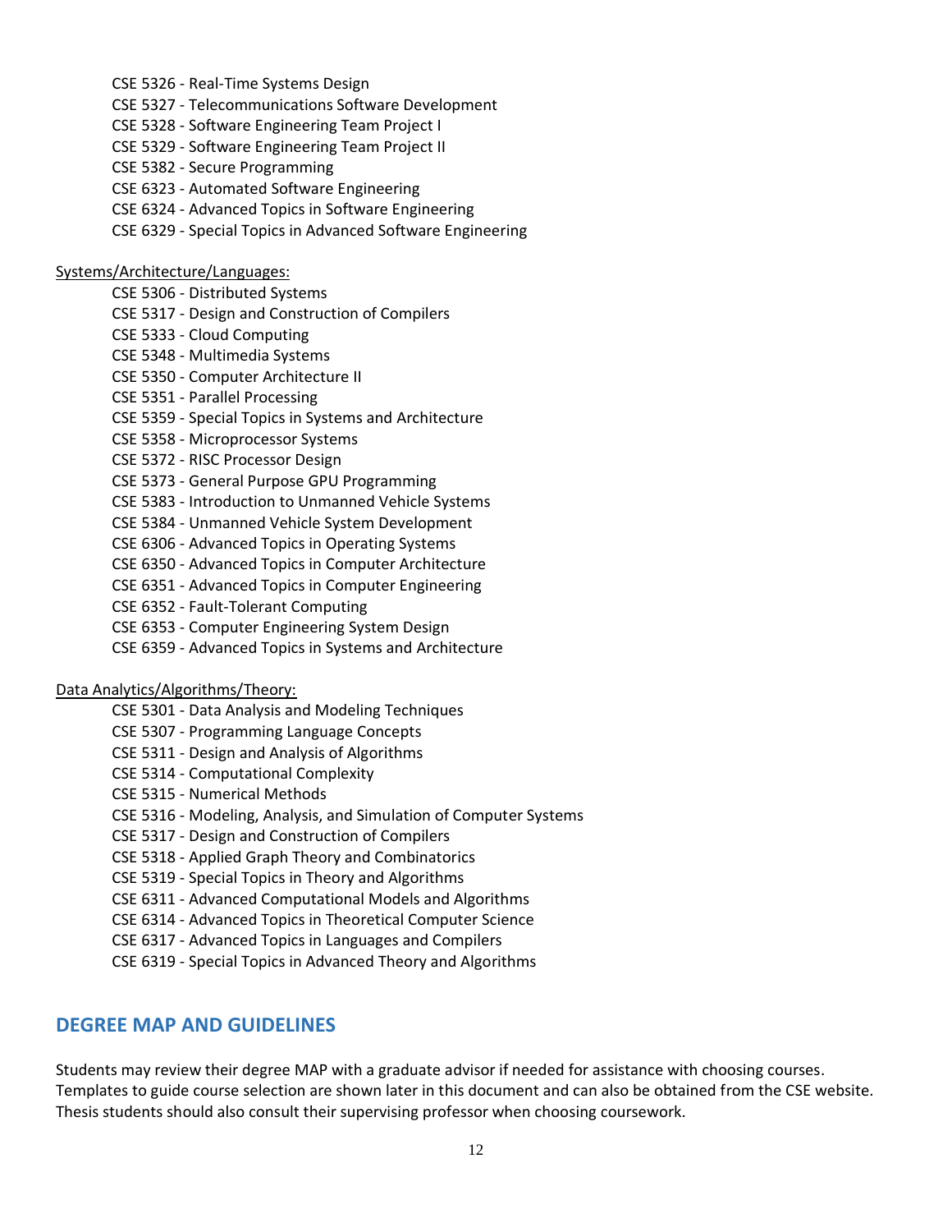- CSE 5326 - Real-Time Systems Design
- CSE 5327 - Telecommunications Software Development
- CSE 5328 - Software Engineering Team Project I
- CSE 5329 - Software Engineering Team Project II
- CSE 5382 - Secure Programming
- CSE 6323 - Automated Software Engineering
- CSE 6324 - Advanced Topics in Software Engineering
- CSE 6329 - Special Topics in Advanced Software Engineering

Systems/Architecture/Languages:

- CSE 5306 - Distributed Systems
- CSE 5317 - Design and Construction of Compilers
- CSE 5333 - Cloud Computing
- CSE 5348 - Multimedia Systems
- CSE 5350 - Computer Architecture II
- CSE 5351 - Parallel Processing
- CSE 5359 - Special Topics in Systems and Architecture
- CSE 5358 - Microprocessor Systems
- CSE 5372 - RISC Processor Design
- CSE 5373 - General Purpose GPU Programming
- CSE 5383 - Introduction to Unmanned Vehicle Systems
- CSE 5384 - Unmanned Vehicle System Development
- CSE 6306 - Advanced Topics in Operating Systems
- CSE 6350 - Advanced Topics in Computer Architecture
- CSE 6351 - Advanced Topics in Computer Engineering
- CSE 6352 - Fault-Tolerant Computing
- CSE 6353 - Computer Engineering System Design
- CSE 6359 - Advanced Topics in Systems and Architecture

Data Analytics/Algorithms/Theory:

- CSE 5301 - Data Analysis and Modeling Techniques
- CSE 5307 - Programming Language Concepts
- CSE 5311 - Design and Analysis of Algorithms
- CSE 5314 - Computational Complexity
- CSE 5315 - Numerical Methods
- CSE 5316 - Modeling, Analysis, and Simulation of Computer Systems
- CSE 5317 - Design and Construction of Compilers
- CSE 5318 - Applied Graph Theory and Combinatorics
- CSE 5319 - Special Topics in Theory and Algorithms
- CSE 6311 - Advanced Computational Models and Algorithms
- CSE 6314 - Advanced Topics in Theoretical Computer Science
- CSE 6317 - Advanced Topics in Languages and Compilers
- CSE 6319 - Special Topics in Advanced Theory and Algorithms

## DEGREE MAP AND GUIDELINES

Students may review their degree MAP with a graduate advisor if needed for assistance with choosing courses. Templates to guide course selection are shown later in this document and can also be obtained from the CSE website. Thesis students should also consult their supervising professor when choosing coursework.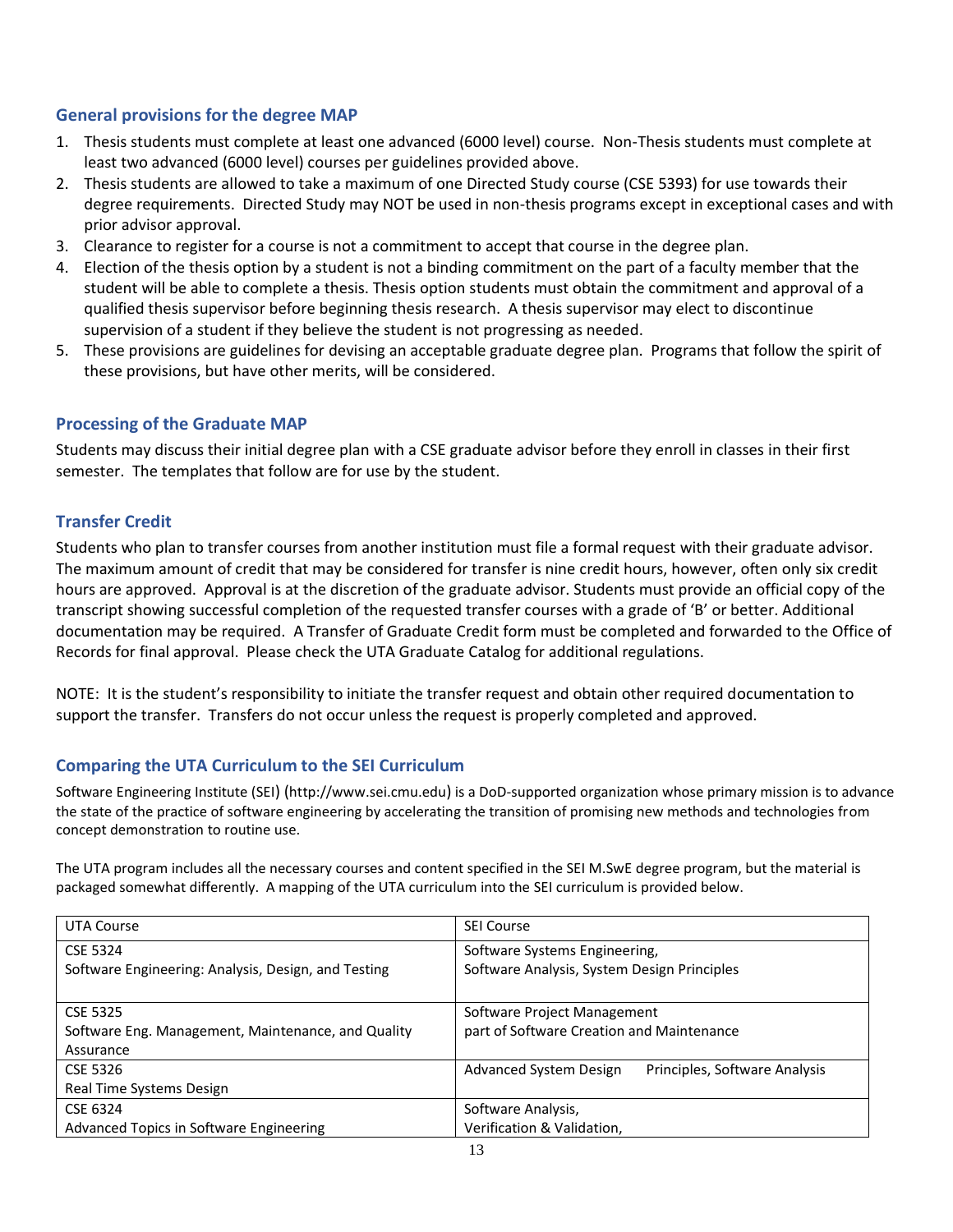### General provisions for the degree MAP

1. Thesis students must complete at least one advanced (6000 level) course. Non-Thesis students must complete at least two advanced (6000 level) courses per guidelines provided above.
2. Thesis students are allowed to take a maximum of one Directed Study course (CSE 5393) for use towards their degree requirements. Directed Study may NOT be used in non-thesis programs except in exceptional cases and with prior advisor approval.
3. Clearance to register for a course is not a commitment to accept that course in the degree plan.
4. Election of the thesis option by a student is not a binding commitment on the part of a faculty member that the student will be able to complete a thesis. Thesis option students must obtain the commitment and approval of a qualified thesis supervisor before beginning thesis research. A thesis supervisor may elect to discontinue supervision of a student if they believe the student is not progressing as needed.
5. These provisions are guidelines for devising an acceptable graduate degree plan. Programs that follow the spirit of these provisions, but have other merits, will be considered.

### Processing of the Graduate MAP

Students may discuss their initial degree plan with a CSE graduate advisor before they enroll in classes in their first semester. The templates that follow are for use by the student.

### Transfer Credit

Students who plan to transfer courses from another institution must file a formal request with their graduate advisor. The maximum amount of credit that may be considered for transfer is nine credit hours, however, often only six credit hours are approved. Approval is at the discretion of the graduate advisor. Students must provide an official copy of the transcript showing successful completion of the requested transfer courses with a grade of 'B' or better. Additional documentation may be required. A Transfer of Graduate Credit form must be completed and forwarded to the Office of Records for final approval. Please check the UTA Graduate Catalog for additional regulations.

NOTE: It is the student's responsibility to initiate the transfer request and obtain other required documentation to support the transfer. Transfers do not occur unless the request is properly completed and approved.

### Comparing the UTA Curriculum to the SEI Curriculum

Software Engineering Institute (SEI) (http://www.sei.cmu.edu) is a DoD-supported organization whose primary mission is to advance the state of the practice of software engineering by accelerating the transition of promising new methods and technologies from concept demonstration to routine use.

The UTA program includes all the necessary courses and content specified in the SEI M.SwE degree program, but the material is packaged somewhat differently. A mapping of the UTA curriculum into the SEI curriculum is provided below.

| UTA Course | SEI Course |
|---|---|
| CSE 5324<br>Software Engineering: Analysis, Design, and Testing | Software Systems Engineering,<br>Software Analysis, System Design Principles |
| CSE 5325<br>Software Eng. Management, Maintenance, and Quality Assurance | Software Project Management<br>part of Software Creation and Maintenance |
| CSE 5326<br>Real Time Systems Design | Advanced System Design Principles, Software Analysis |
| CSE 6324<br>Advanced Topics in Software Engineering | Software Analysis,<br>Verification & Validation, |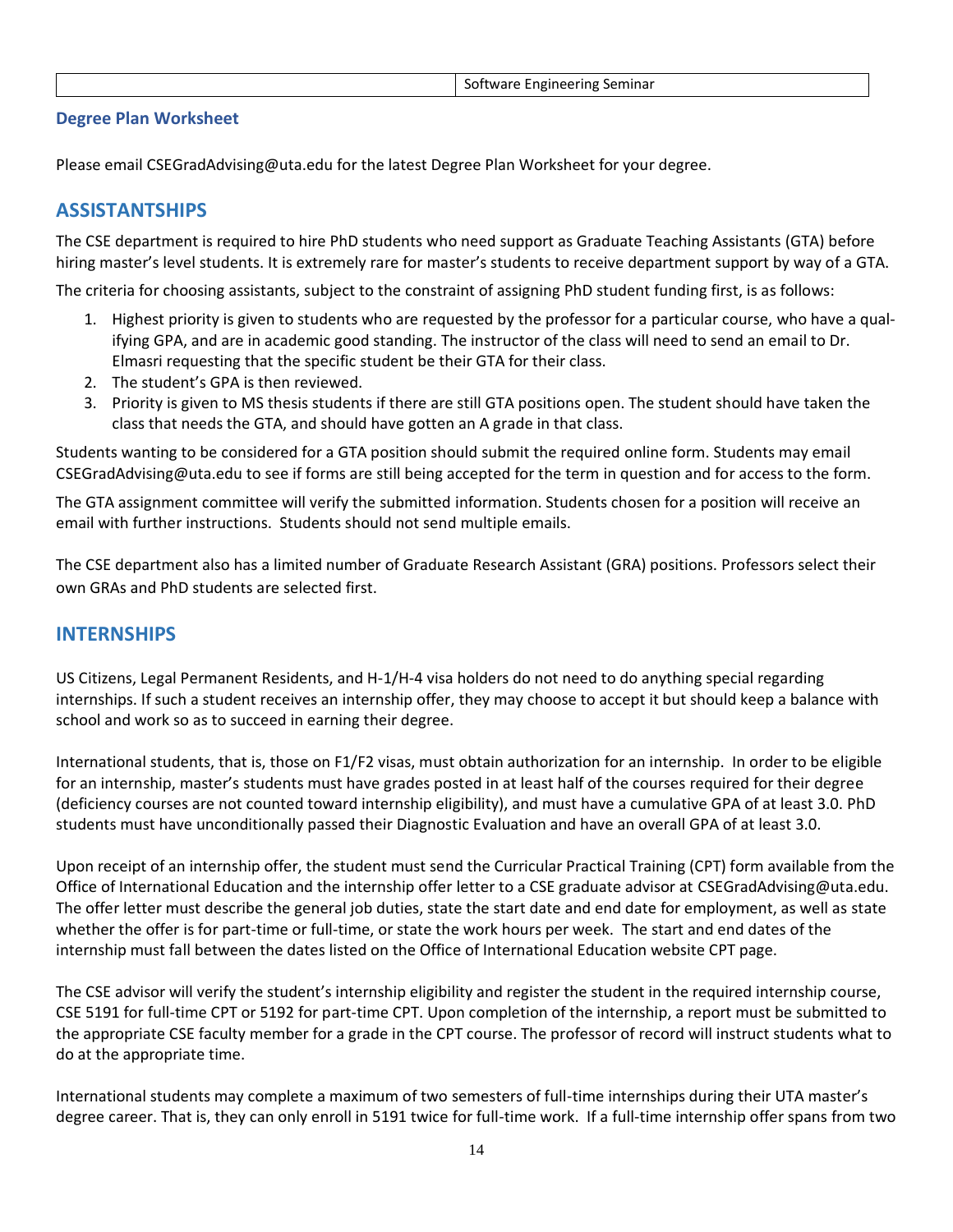| | Software Engineering Seminar |
|---|---|

### Degree Plan Worksheet

Please email CSEGradAdvising@uta.edu for the latest Degree Plan Worksheet for your degree.

## ASSISTANTSHIPS

The CSE department is required to hire PhD students who need support as Graduate Teaching Assistants (GTA) before hiring master's level students. It is extremely rare for master's students to receive department support by way of a GTA.

The criteria for choosing assistants, subject to the constraint of assigning PhD student funding first, is as follows:

1. Highest priority is given to students who are requested by the professor for a particular course, who have a qualifying GPA, and are in academic good standing. The instructor of the class will need to send an email to Dr. Elmasri requesting that the specific student be their GTA for their class.
2. The student's GPA is then reviewed.
3. Priority is given to MS thesis students if there are still GTA positions open. The student should have taken the class that needs the GTA, and should have gotten an A grade in that class.

Students wanting to be considered for a GTA position should submit the required online form. Students may email CSEGradAdvising@uta.edu to see if forms are still being accepted for the term in question and for access to the form.

The GTA assignment committee will verify the submitted information. Students chosen for a position will receive an email with further instructions. Students should not send multiple emails.

The CSE department also has a limited number of Graduate Research Assistant (GRA) positions. Professors select their own GRAs and PhD students are selected first.

## INTERNSHIPS

US Citizens, Legal Permanent Residents, and H-1/H-4 visa holders do not need to do anything special regarding internships. If such a student receives an internship offer, they may choose to accept it but should keep a balance with school and work so as to succeed in earning their degree.

International students, that is, those on F1/F2 visas, must obtain authorization for an internship. In order to be eligible for an internship, master's students must have grades posted in at least half of the courses required for their degree (deficiency courses are not counted toward internship eligibility), and must have a cumulative GPA of at least 3.0. PhD students must have unconditionally passed their Diagnostic Evaluation and have an overall GPA of at least 3.0.

Upon receipt of an internship offer, the student must send the Curricular Practical Training (CPT) form available from the Office of International Education and the internship offer letter to a CSE graduate advisor at CSEGradAdvising@uta.edu. The offer letter must describe the general job duties, state the start date and end date for employment, as well as state whether the offer is for part-time or full-time, or state the work hours per week. The start and end dates of the internship must fall between the dates listed on the Office of International Education website CPT page.

The CSE advisor will verify the student's internship eligibility and register the student in the required internship course, CSE 5191 for full-time CPT or 5192 for part-time CPT. Upon completion of the internship, a report must be submitted to the appropriate CSE faculty member for a grade in the CPT course. The professor of record will instruct students what to do at the appropriate time.

International students may complete a maximum of two semesters of full-time internships during their UTA master's degree career. That is, they can only enroll in 5191 twice for full-time work. If a full-time internship offer spans from two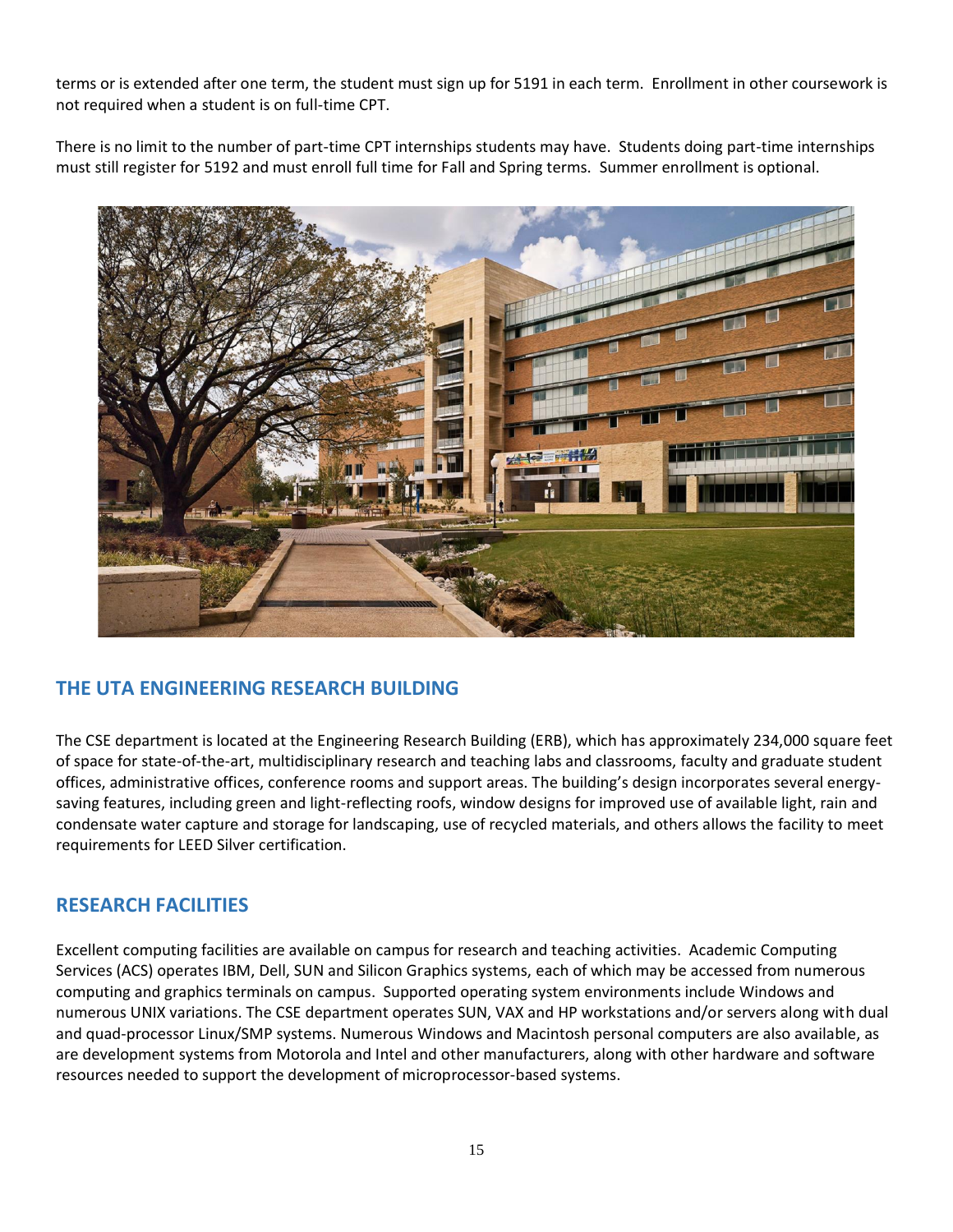terms or is extended after one term, the student must sign up for 5191 in each term. Enrollment in other coursework is not required when a student is on full-time CPT.

There is no limit to the number of part-time CPT internships students may have. Students doing part-time internships must still register for 5192 and must enroll full time for Fall and Spring terms. Summer enrollment is optional.

## THE UTA ENGINEERING RESEARCH BUILDING

The CSE department is located at the Engineering Research Building (ERB), which has approximately 234,000 square feet of space for state-of-the-art, multidisciplinary research and teaching labs and classrooms, faculty and graduate student offices, administrative offices, conference rooms and support areas. The building's design incorporates several energy-saving features, including green and light-reflecting roofs, window designs for improved use of available light, rain and condensate water capture and storage for landscaping, use of recycled materials, and others allows the facility to meet requirements for LEED Silver certification.

## RESEARCH FACILITIES

Excellent computing facilities are available on campus for research and teaching activities. Academic Computing Services (ACS) operates IBM, Dell, SUN and Silicon Graphics systems, each of which may be accessed from numerous computing and graphics terminals on campus. Supported operating system environments include Windows and numerous UNIX variations. The CSE department operates SUN, VAX and HP workstations and/or servers along with dual and quad-processor Linux/SMP systems. Numerous Windows and Macintosh personal computers are also available, as are development systems from Motorola and Intel and other manufacturers, along with other hardware and software resources needed to support the development of microprocessor-based systems.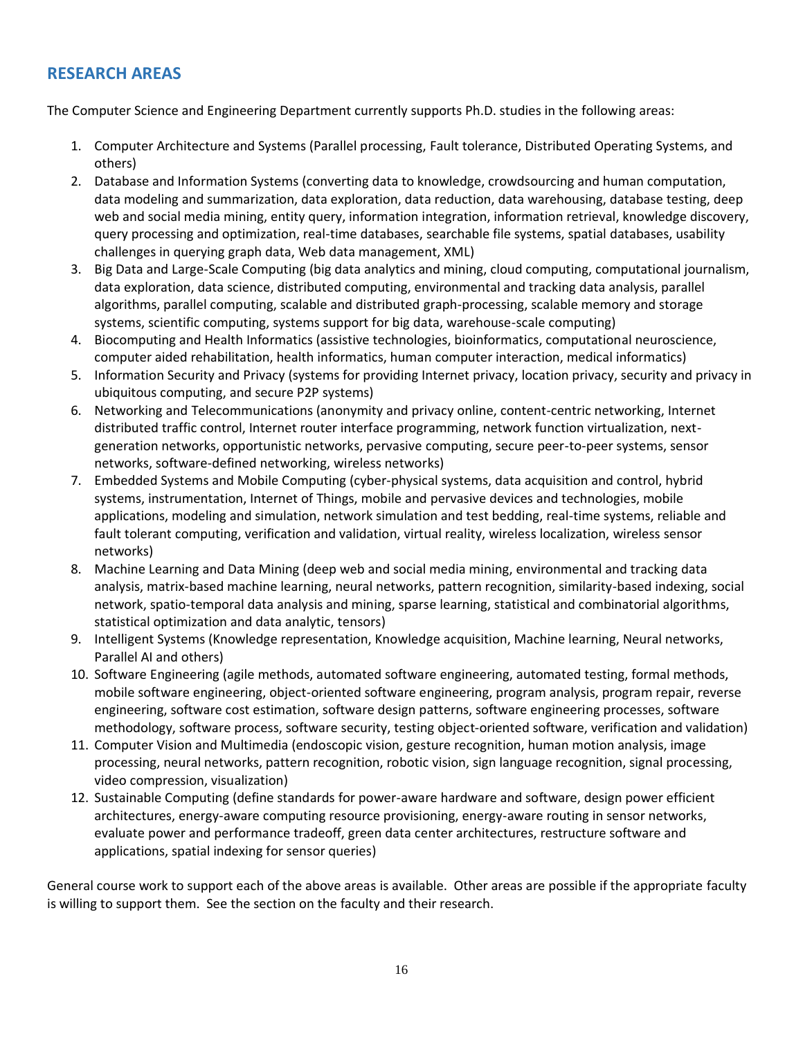## RESEARCH AREAS

The Computer Science and Engineering Department currently supports Ph.D. studies in the following areas:

1. Computer Architecture and Systems (Parallel processing, Fault tolerance, Distributed Operating Systems, and others)
2. Database and Information Systems (converting data to knowledge, crowdsourcing and human computation, data modeling and summarization, data exploration, data reduction, data warehousing, database testing, deep web and social media mining, entity query, information integration, information retrieval, knowledge discovery, query processing and optimization, real-time databases, searchable file systems, spatial databases, usability challenges in querying graph data, Web data management, XML)
3. Big Data and Large-Scale Computing (big data analytics and mining, cloud computing, computational journalism, data exploration, data science, distributed computing, environmental and tracking data analysis, parallel algorithms, parallel computing, scalable and distributed graph-processing, scalable memory and storage systems, scientific computing, systems support for big data, warehouse-scale computing)
4. Biocomputing and Health Informatics (assistive technologies, bioinformatics, computational neuroscience, computer aided rehabilitation, health informatics, human computer interaction, medical informatics)
5. Information Security and Privacy (systems for providing Internet privacy, location privacy, security and privacy in ubiquitous computing, and secure P2P systems)
6. Networking and Telecommunications (anonymity and privacy online, content-centric networking, Internet distributed traffic control, Internet router interface programming, network function virtualization, next-generation networks, opportunistic networks, pervasive computing, secure peer-to-peer systems, sensor networks, software-defined networking, wireless networks)
7. Embedded Systems and Mobile Computing (cyber-physical systems, data acquisition and control, hybrid systems, instrumentation, Internet of Things, mobile and pervasive devices and technologies, mobile applications, modeling and simulation, network simulation and test bedding, real-time systems, reliable and fault tolerant computing, verification and validation, virtual reality, wireless localization, wireless sensor networks)
8. Machine Learning and Data Mining (deep web and social media mining, environmental and tracking data analysis, matrix-based machine learning, neural networks, pattern recognition, similarity-based indexing, social network, spatio-temporal data analysis and mining, sparse learning, statistical and combinatorial algorithms, statistical optimization and data analytic, tensors)
9. Intelligent Systems (Knowledge representation, Knowledge acquisition, Machine learning, Neural networks, Parallel AI and others)
10. Software Engineering (agile methods, automated software engineering, automated testing, formal methods, mobile software engineering, object-oriented software engineering, program analysis, program repair, reverse engineering, software cost estimation, software design patterns, software engineering processes, software methodology, software process, software security, testing object-oriented software, verification and validation)
11. Computer Vision and Multimedia (endoscopic vision, gesture recognition, human motion analysis, image processing, neural networks, pattern recognition, robotic vision, sign language recognition, signal processing, video compression, visualization)
12. Sustainable Computing (define standards for power-aware hardware and software, design power efficient architectures, energy-aware computing resource provisioning, energy-aware routing in sensor networks, evaluate power and performance tradeoff, green data center architectures, restructure software and applications, spatial indexing for sensor queries)

General course work to support each of the above areas is available. Other areas are possible if the appropriate faculty is willing to support them. See the section on the faculty and their research.